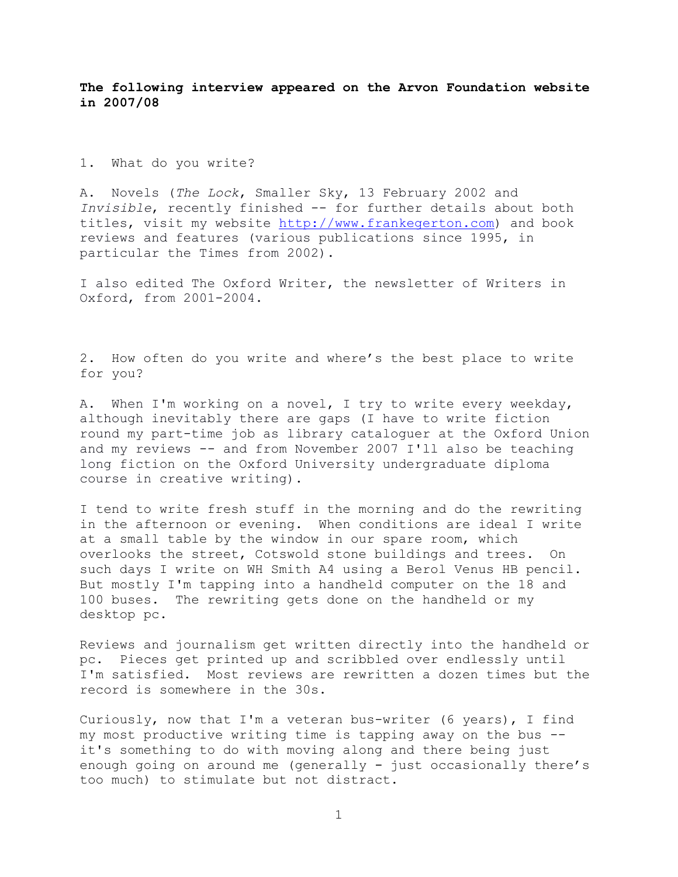**The following interview appeared on the Arvon Foundation website in 2007/08**

1. What do you write?

A. Novels (*The Lock*, Smaller Sky, 13 February 2002 and *Invisible*, recently finished -- for further details about both titles, visit my website http://www.frankegerton.com) and book reviews and features (various publications since 1995, in particular the Times from 2002).

I also edited The Oxford Writer, the newsletter of Writers in Oxford, from 2001-2004.

2. How often do you write and where's the best place to write for you?

A. When I'm working on a novel, I try to write every weekday, although inevitably there are gaps (I have to write fiction round my part-time job as library cataloguer at the Oxford Union and my reviews -- and from November 2007 I'll also be teaching long fiction on the Oxford University undergraduate diploma course in creative writing).

I tend to write fresh stuff in the morning and do the rewriting in the afternoon or evening. When conditions are ideal I write at a small table by the window in our spare room, which overlooks the street, Cotswold stone buildings and trees. On such days I write on WH Smith A4 using a Berol Venus HB pencil. But mostly I'm tapping into a handheld computer on the 18 and 100 buses. The rewriting gets done on the handheld or my desktop pc.

Reviews and journalism get written directly into the handheld or pc. Pieces get printed up and scribbled over endlessly until I'm satisfied. Most reviews are rewritten a dozen times but the record is somewhere in the 30s.

Curiously, now that I'm a veteran bus-writer (6 years), I find my most productive writing time is tapping away on the bus -- it's something to do with moving along and there being just enough going on around me (generally - just occasionally there's too much) to stimulate but not distract.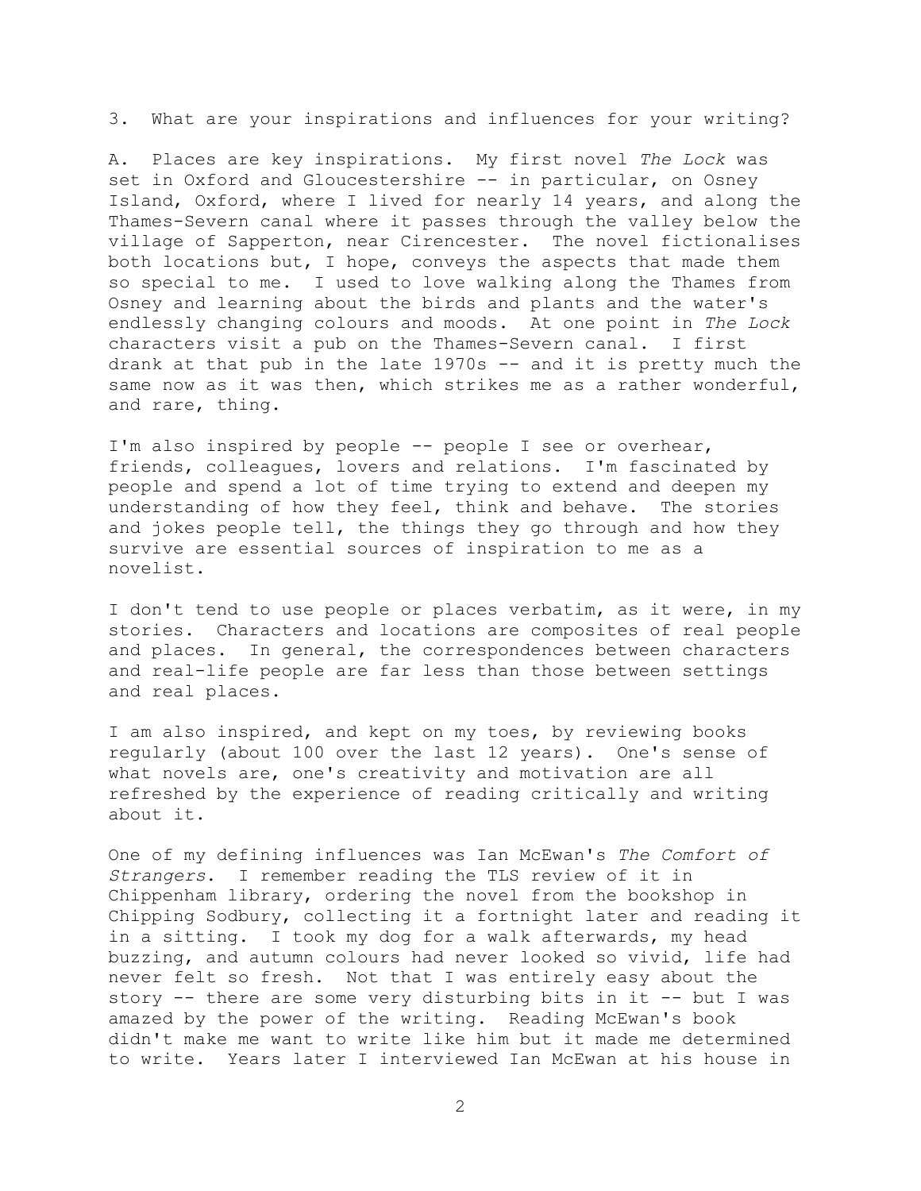3. What are your inspirations and influences for your writing?

A. Places are key inspirations. My first novel *The Lock* was set in Oxford and Gloucestershire -- in particular, on Osney Island, Oxford, where I lived for nearly 14 years, and along the Thames-Severn canal where it passes through the valley below the village of Sapperton, near Cirencester. The novel fictionalises both locations but, I hope, conveys the aspects that made them so special to me. I used to love walking along the Thames from Osney and learning about the birds and plants and the water's endlessly changing colours and moods. At one point in *The Lock* characters visit a pub on the Thames-Severn canal. I first drank at that pub in the late 1970s -- and it is pretty much the same now as it was then, which strikes me as a rather wonderful, and rare, thing.

I'm also inspired by people -- people I see or overhear, friends, colleagues, lovers and relations. I'm fascinated by people and spend a lot of time trying to extend and deepen my understanding of how they feel, think and behave. The stories and jokes people tell, the things they go through and how they survive are essential sources of inspiration to me as a novelist.

I don't tend to use people or places verbatim, as it were, in my stories. Characters and locations are composites of real people and places. In general, the correspondences between characters and real-life people are far less than those between settings and real places.

I am also inspired, and kept on my toes, by reviewing books regularly (about 100 over the last 12 years). One's sense of what novels are, one's creativity and motivation are all refreshed by the experience of reading critically and writing about it.

One of my defining influences was Ian McEwan's *The Comfort of Strangers*. I remember reading the TLS review of it in Chippenham library, ordering the novel from the bookshop in Chipping Sodbury, collecting it a fortnight later and reading it in a sitting. I took my dog for a walk afterwards, my head buzzing, and autumn colours had never looked so vivid, life had never felt so fresh. Not that I was entirely easy about the story -- there are some very disturbing bits in it -- but I was amazed by the power of the writing. Reading McEwan's book didn't make me want to write like him but it made me determined to write. Years later I interviewed Ian McEwan at his house in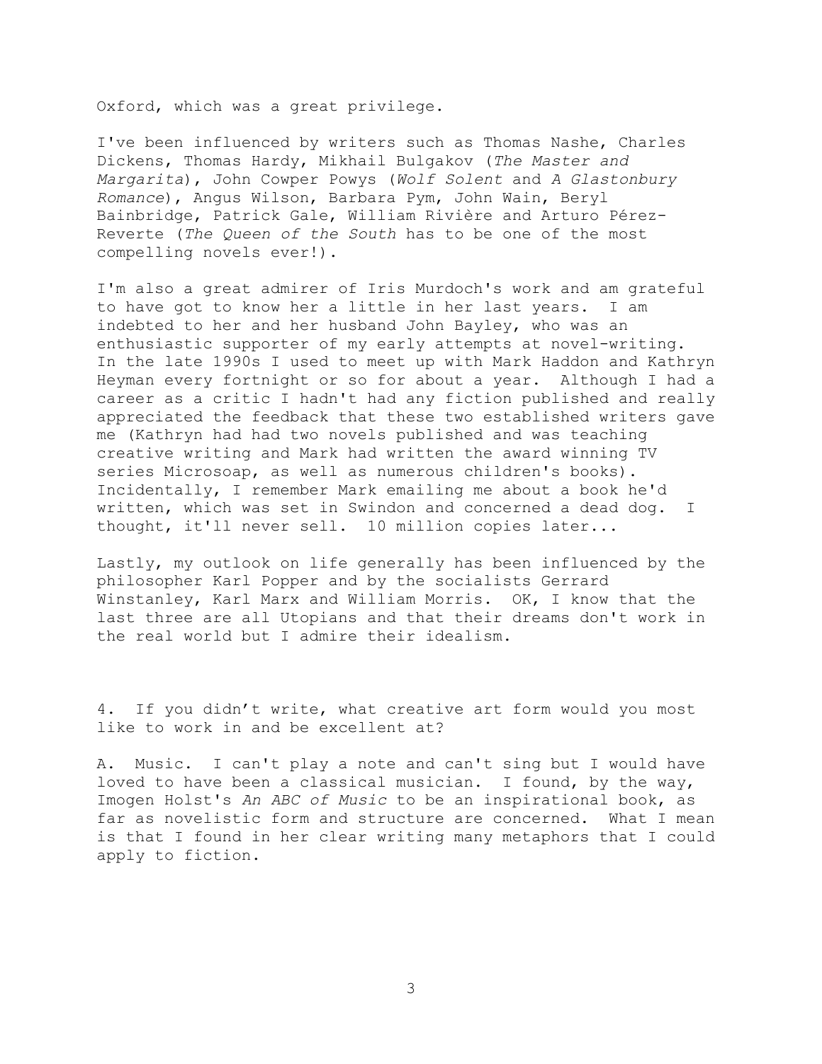Oxford, which was a great privilege.

I've been influenced by writers such as Thomas Nashe, Charles Dickens, Thomas Hardy, Mikhail Bulgakov (*The Master and Margarita*), John Cowper Powys (*Wolf Solent* and *A Glastonbury Romance*), Angus Wilson, Barbara Pym, John Wain, Beryl Bainbridge, Patrick Gale, William Rivière and Arturo Pérez-Reverte (*The Queen of the South* has to be one of the most compelling novels ever!).

I'm also a great admirer of Iris Murdoch's work and am grateful to have got to know her a little in her last years. I am indebted to her and her husband John Bayley, who was an enthusiastic supporter of my early attempts at novel-writing. In the late 1990s I used to meet up with Mark Haddon and Kathryn Heyman every fortnight or so for about a year. Although I had a career as a critic I hadn't had any fiction published and really appreciated the feedback that these two established writers gave me (Kathryn had had two novels published and was teaching creative writing and Mark had written the award winning TV series Microsoap, as well as numerous children's books). Incidentally, I remember Mark emailing me about a book he'd written, which was set in Swindon and concerned a dead dog. I thought, it'll never sell. 10 million copies later...

Lastly, my outlook on life generally has been influenced by the philosopher Karl Popper and by the socialists Gerrard Winstanley, Karl Marx and William Morris. OK, I know that the last three are all Utopians and that their dreams don't work in the real world but I admire their idealism.

4. If you didn't write, what creative art form would you most like to work in and be excellent at?

A. Music. I can't play a note and can't sing but I would have loved to have been a classical musician. I found, by the way, Imogen Holst's *An ABC of Music* to be an inspirational book, as far as novelistic form and structure are concerned. What I mean is that I found in her clear writing many metaphors that I could apply to fiction.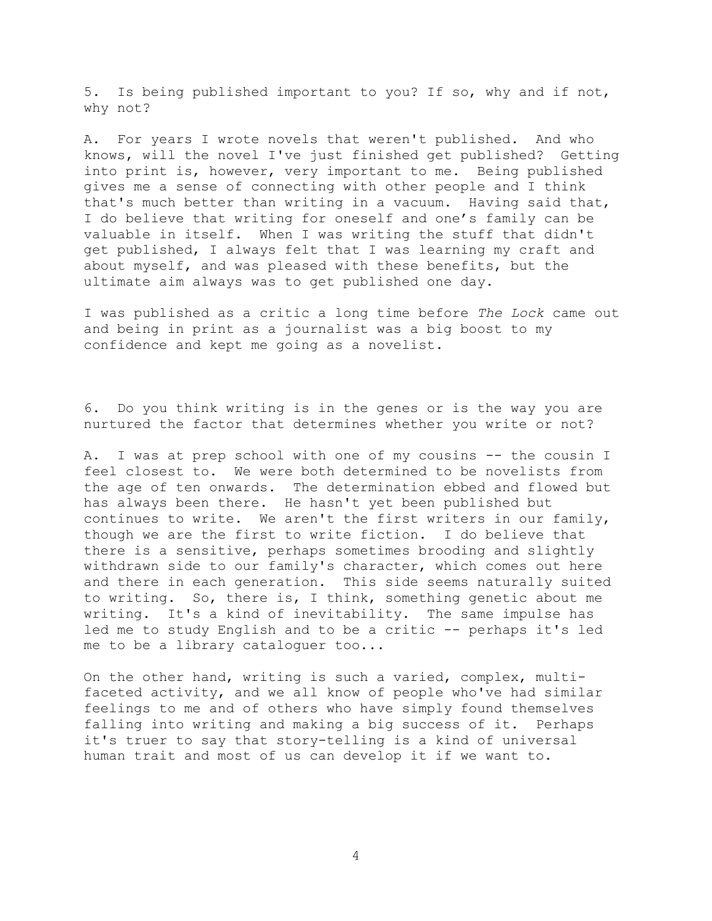5. Is being published important to you? If so, why and if not, why not?

A. For years I wrote novels that weren't published. And who knows, will the novel I've just finished get published? Getting into print is, however, very important to me. Being published gives me a sense of connecting with other people and I think that's much better than writing in a vacuum. Having said that, I do believe that writing for oneself and one's family can be valuable in itself. When I was writing the stuff that didn't get published, I always felt that I was learning my craft and about myself, and was pleased with these benefits, but the ultimate aim always was to get published one day.

I was published as a critic a long time before *The Lock* came out and being in print as a journalist was a big boost to my confidence and kept me going as a novelist.

6. Do you think writing is in the genes or is the way you are nurtured the factor that determines whether you write or not?

A. I was at prep school with one of my cousins -- the cousin I feel closest to. We were both determined to be novelists from the age of ten onwards. The determination ebbed and flowed but has always been there. He hasn't yet been published but continues to write. We aren't the first writers in our family, though we are the first to write fiction. I do believe that there is a sensitive, perhaps sometimes brooding and slightly withdrawn side to our family's character, which comes out here and there in each generation. This side seems naturally suited to writing. So, there is, I think, something genetic about me writing. It's a kind of inevitability. The same impulse has led me to study English and to be a critic -- perhaps it's led me to be a library cataloguer too...

On the other hand, writing is such a varied, complex, multi-faceted activity, and we all know of people who've had similar feelings to me and of others who have simply found themselves falling into writing and making a big success of it. Perhaps it's truer to say that story-telling is a kind of universal human trait and most of us can develop it if we want to.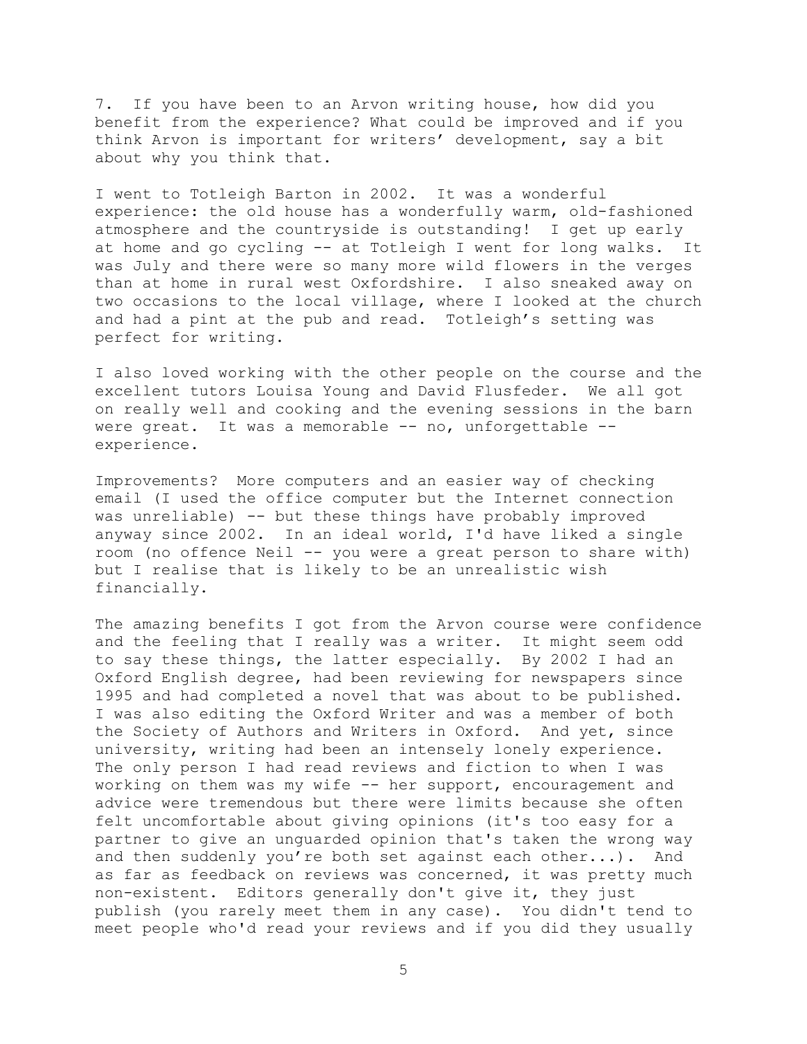7. If you have been to an Arvon writing house, how did you benefit from the experience? What could be improved and if you think Arvon is important for writers' development, say a bit about why you think that.

I went to Totleigh Barton in 2002. It was a wonderful experience: the old house has a wonderfully warm, old-fashioned atmosphere and the countryside is outstanding! I get up early at home and go cycling -- at Totleigh I went for long walks. It was July and there were so many more wild flowers in the verges than at home in rural west Oxfordshire. I also sneaked away on two occasions to the local village, where I looked at the church and had a pint at the pub and read. Totleigh's setting was perfect for writing.

I also loved working with the other people on the course and the excellent tutors Louisa Young and David Flusfeder. We all got on really well and cooking and the evening sessions in the barn were great. It was a memorable -- no, unforgettable -- experience.

Improvements? More computers and an easier way of checking email (I used the office computer but the Internet connection was unreliable) -- but these things have probably improved anyway since 2002. In an ideal world, I'd have liked a single room (no offence Neil -- you were a great person to share with) but I realise that is likely to be an unrealistic wish financially.

The amazing benefits I got from the Arvon course were confidence and the feeling that I really was a writer. It might seem odd to say these things, the latter especially. By 2002 I had an Oxford English degree, had been reviewing for newspapers since 1995 and had completed a novel that was about to be published. I was also editing the Oxford Writer and was a member of both the Society of Authors and Writers in Oxford. And yet, since university, writing had been an intensely lonely experience. The only person I had read reviews and fiction to when I was working on them was my wife -- her support, encouragement and advice were tremendous but there were limits because she often felt uncomfortable about giving opinions (it's too easy for a partner to give an unguarded opinion that's taken the wrong way and then suddenly you're both set against each other...). And as far as feedback on reviews was concerned, it was pretty much non-existent. Editors generally don't give it, they just publish (you rarely meet them in any case). You didn't tend to meet people who'd read your reviews and if you did they usually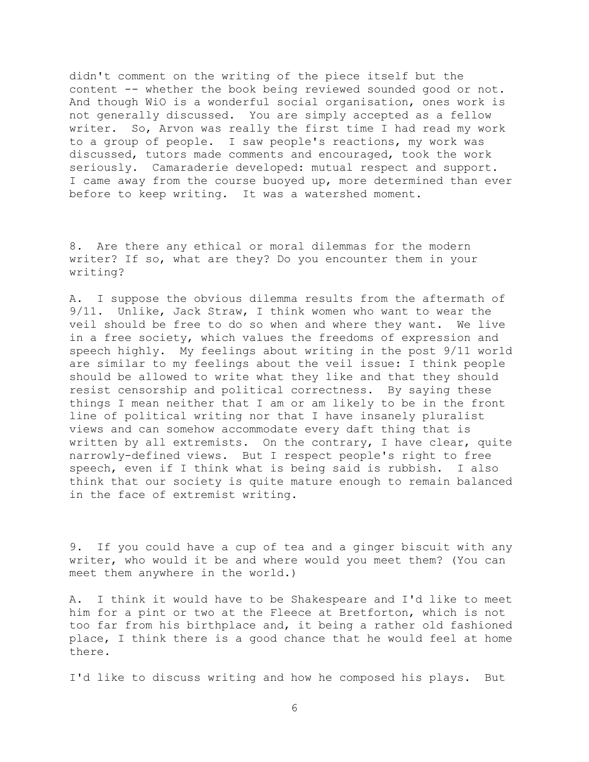didn't comment on the writing of the piece itself but the content -- whether the book being reviewed sounded good or not. And though WiO is a wonderful social organisation, ones work is not generally discussed. You are simply accepted as a fellow writer. So, Arvon was really the first time I had read my work to a group of people. I saw people's reactions, my work was discussed, tutors made comments and encouraged, took the work seriously. Camaraderie developed: mutual respect and support. I came away from the course buoyed up, more determined than ever before to keep writing. It was a watershed moment.

8. Are there any ethical or moral dilemmas for the modern writer? If so, what are they? Do you encounter them in your writing?

A. I suppose the obvious dilemma results from the aftermath of 9/11. Unlike, Jack Straw, I think women who want to wear the veil should be free to do so when and where they want. We live in a free society, which values the freedoms of expression and speech highly. My feelings about writing in the post 9/11 world are similar to my feelings about the veil issue: I think people should be allowed to write what they like and that they should resist censorship and political correctness. By saying these things I mean neither that I am or am likely to be in the front line of political writing nor that I have insanely pluralist views and can somehow accommodate every daft thing that is written by all extremists. On the contrary, I have clear, quite narrowly-defined views. But I respect people's right to free speech, even if I think what is being said is rubbish. I also think that our society is quite mature enough to remain balanced in the face of extremist writing.

9. If you could have a cup of tea and a ginger biscuit with any writer, who would it be and where would you meet them? (You can meet them anywhere in the world.)

A. I think it would have to be Shakespeare and I'd like to meet him for a pint or two at the Fleece at Bretforton, which is not too far from his birthplace and, it being a rather old fashioned place, I think there is a good chance that he would feel at home there.

I'd like to discuss writing and how he composed his plays. But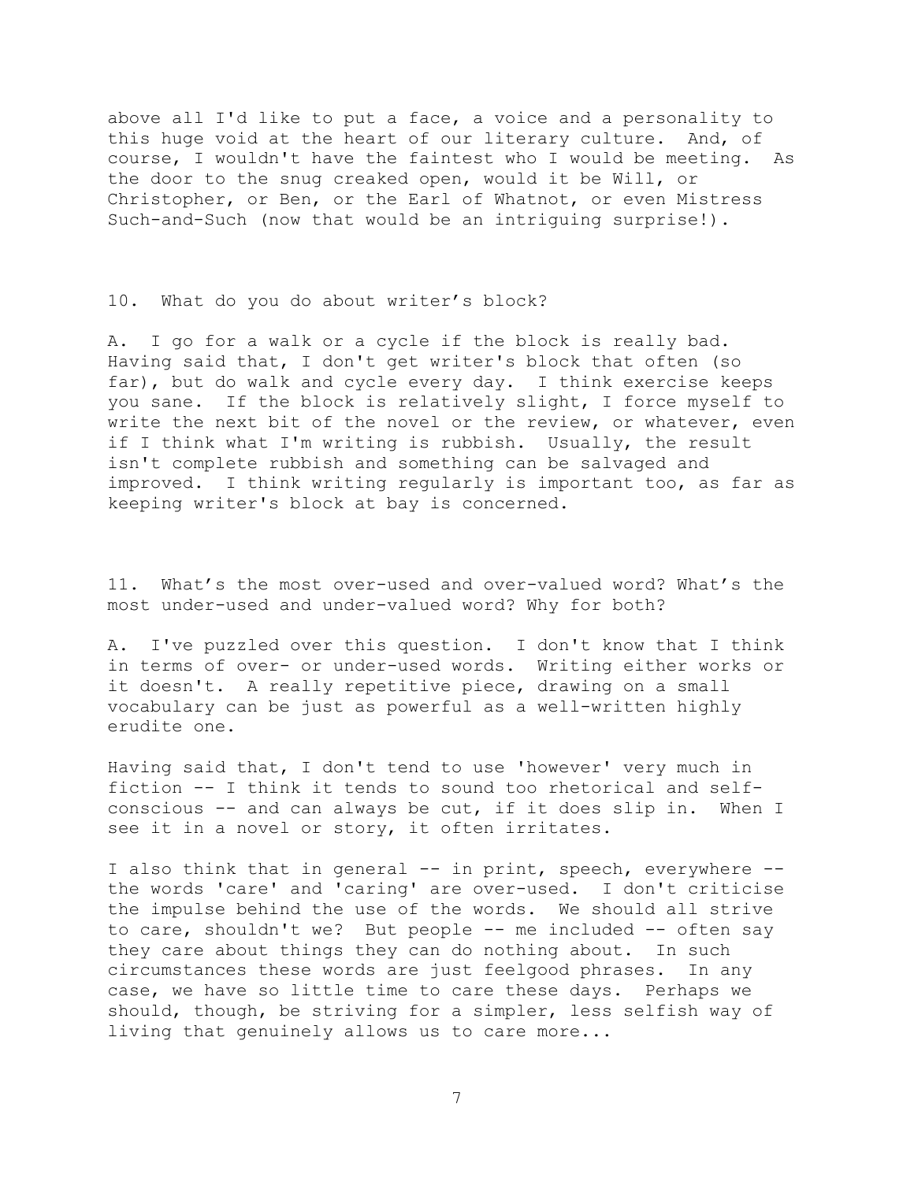above all I'd like to put a face, a voice and a personality to this huge void at the heart of our literary culture. And, of course, I wouldn't have the faintest who I would be meeting. As the door to the snug creaked open, would it be Will, or Christopher, or Ben, or the Earl of Whatnot, or even Mistress Such-and-Such (now that would be an intriguing surprise!).

10. What do you do about writer's block?

A. I go for a walk or a cycle if the block is really bad. Having said that, I don't get writer's block that often (so far), but do walk and cycle every day. I think exercise keeps you sane. If the block is relatively slight, I force myself to write the next bit of the novel or the review, or whatever, even if I think what I'm writing is rubbish. Usually, the result isn't complete rubbish and something can be salvaged and improved. I think writing regularly is important too, as far as keeping writer's block at bay is concerned.

11. What's the most over-used and over-valued word? What's the most under-used and under-valued word? Why for both?

A. I've puzzled over this question. I don't know that I think in terms of over- or under-used words. Writing either works or it doesn't. A really repetitive piece, drawing on a small vocabulary can be just as powerful as a well-written highly erudite one.

Having said that, I don't tend to use 'however' very much in fiction -- I think it tends to sound too rhetorical and self-conscious -- and can always be cut, if it does slip in. When I see it in a novel or story, it often irritates.

I also think that in general -- in print, speech, everywhere -- the words 'care' and 'caring' are over-used. I don't criticise the impulse behind the use of the words. We should all strive to care, shouldn't we? But people -- me included -- often say they care about things they can do nothing about. In such circumstances these words are just feelgood phrases. In any case, we have so little time to care these days. Perhaps we should, though, be striving for a simpler, less selfish way of living that genuinely allows us to care more...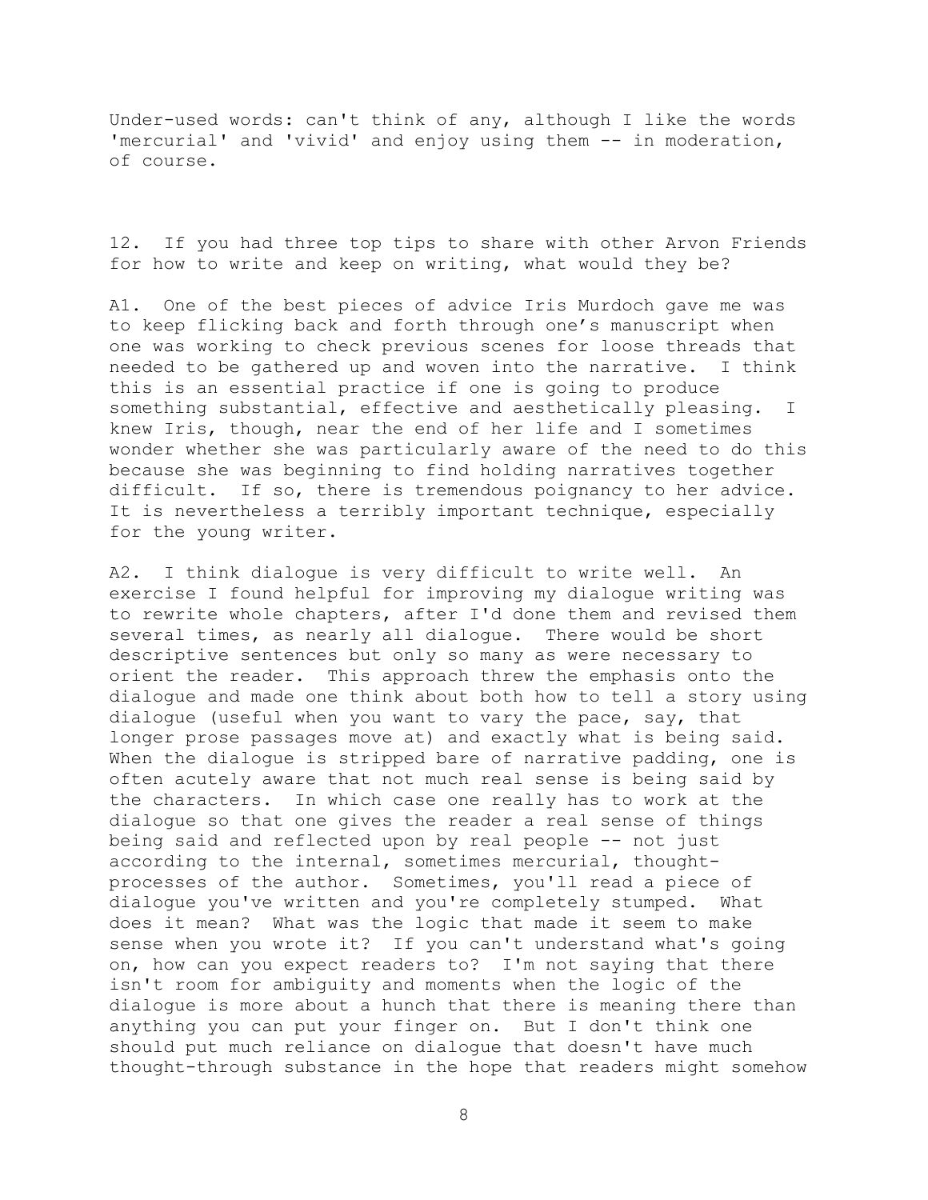Under-used words: can't think of any, although I like the words 'mercurial' and 'vivid' and enjoy using them -- in moderation, of course.

12. If you had three top tips to share with other Arvon Friends for how to write and keep on writing, what would they be?

A1. One of the best pieces of advice Iris Murdoch gave me was to keep flicking back and forth through one's manuscript when one was working to check previous scenes for loose threads that needed to be gathered up and woven into the narrative. I think this is an essential practice if one is going to produce something substantial, effective and aesthetically pleasing. I knew Iris, though, near the end of her life and I sometimes wonder whether she was particularly aware of the need to do this because she was beginning to find holding narratives together difficult. If so, there is tremendous poignancy to her advice. It is nevertheless a terribly important technique, especially for the young writer.

A2. I think dialogue is very difficult to write well. An exercise I found helpful for improving my dialogue writing was to rewrite whole chapters, after I'd done them and revised them several times, as nearly all dialogue. There would be short descriptive sentences but only so many as were necessary to orient the reader. This approach threw the emphasis onto the dialogue and made one think about both how to tell a story using dialogue (useful when you want to vary the pace, say, that longer prose passages move at) and exactly what is being said. When the dialogue is stripped bare of narrative padding, one is often acutely aware that not much real sense is being said by the characters. In which case one really has to work at the dialogue so that one gives the reader a real sense of things being said and reflected upon by real people -- not just according to the internal, sometimes mercurial, thought-processes of the author. Sometimes, you'll read a piece of dialogue you've written and you're completely stumped. What does it mean? What was the logic that made it seem to make sense when you wrote it? If you can't understand what's going on, how can you expect readers to? I'm not saying that there isn't room for ambiguity and moments when the logic of the dialogue is more about a hunch that there is meaning there than anything you can put your finger on. But I don't think one should put much reliance on dialogue that doesn't have much thought-through substance in the hope that readers might somehow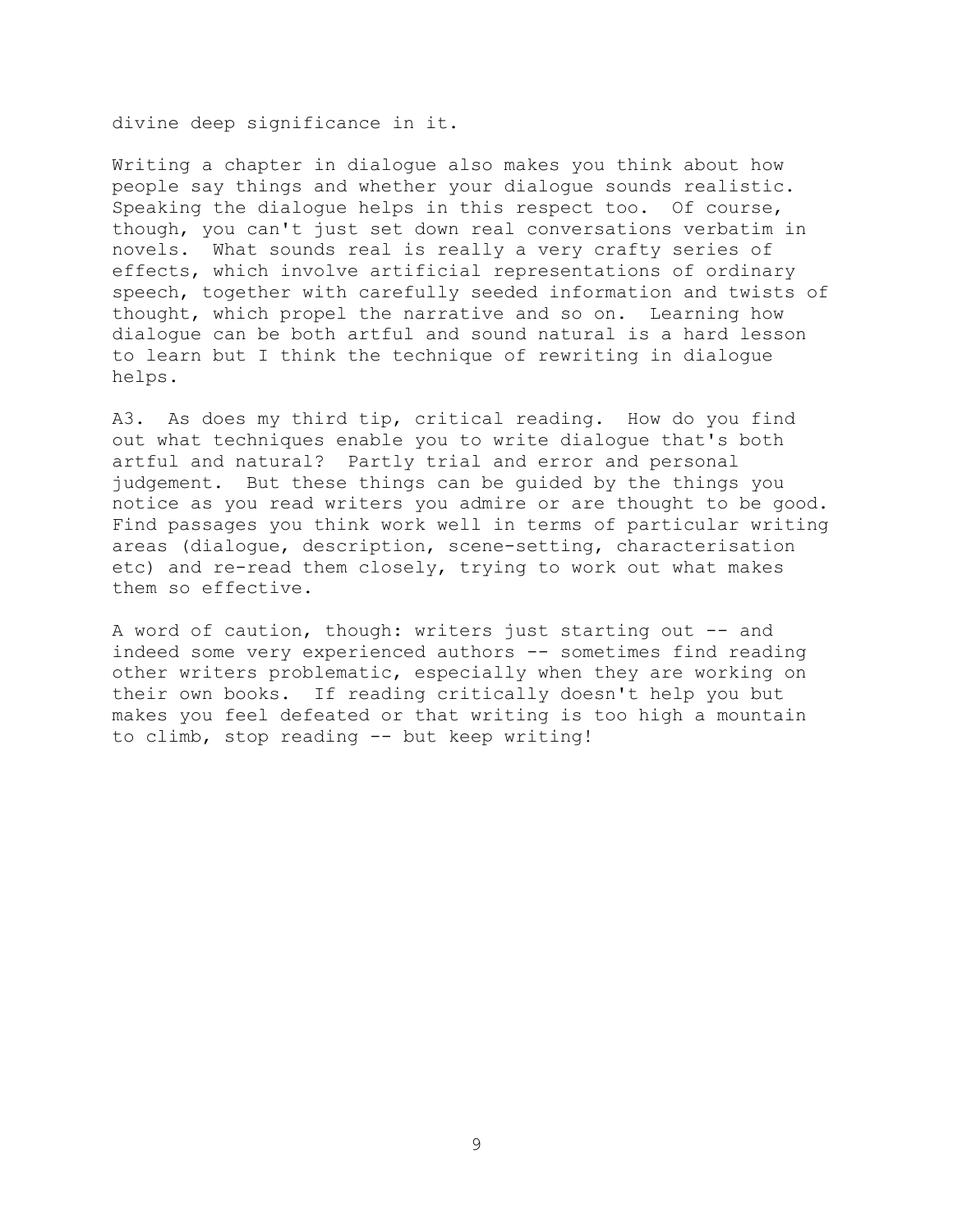divine deep significance in it.

Writing a chapter in dialogue also makes you think about how people say things and whether your dialogue sounds realistic. Speaking the dialogue helps in this respect too. Of course, though, you can't just set down real conversations verbatim in novels. What sounds real is really a very crafty series of effects, which involve artificial representations of ordinary speech, together with carefully seeded information and twists of thought, which propel the narrative and so on. Learning how dialogue can be both artful and sound natural is a hard lesson to learn but I think the technique of rewriting in dialogue helps.

A3. As does my third tip, critical reading. How do you find out what techniques enable you to write dialogue that's both artful and natural? Partly trial and error and personal judgement. But these things can be guided by the things you notice as you read writers you admire or are thought to be good. Find passages you think work well in terms of particular writing areas (dialogue, description, scene-setting, characterisation etc) and re-read them closely, trying to work out what makes them so effective.

A word of caution, though: writers just starting out -- and indeed some very experienced authors -- sometimes find reading other writers problematic, especially when they are working on their own books. If reading critically doesn't help you but makes you feel defeated or that writing is too high a mountain to climb, stop reading -- but keep writing!